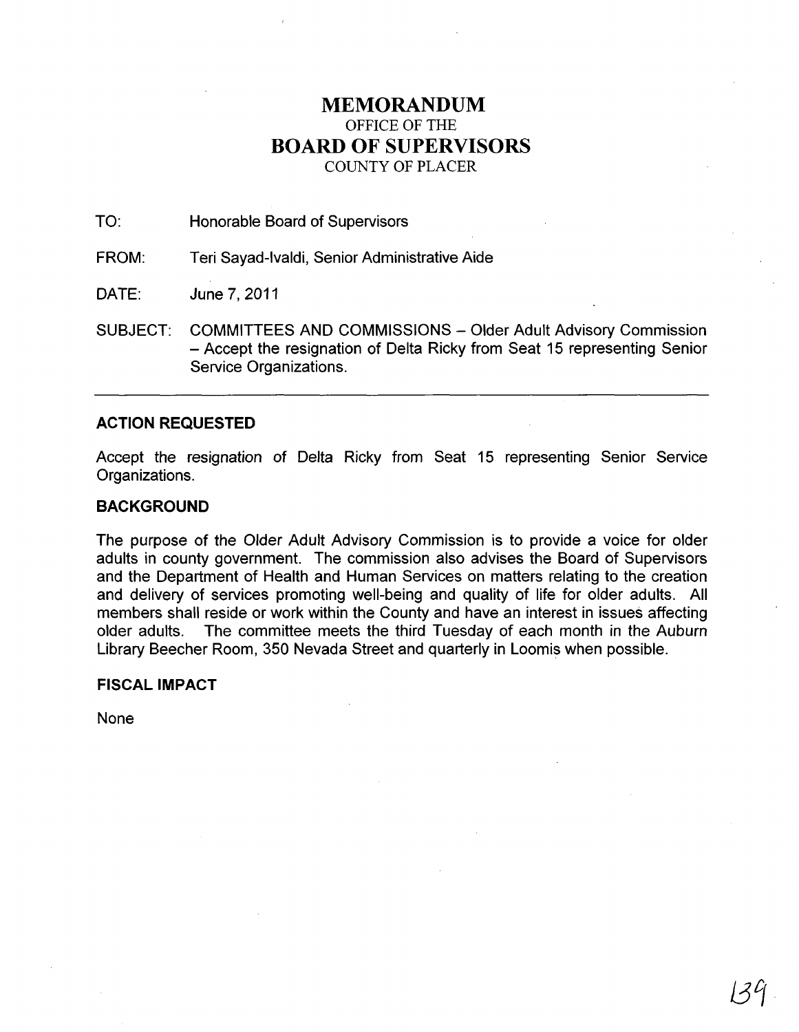# MEMORANDUM
## OFFICE OF THE
## BOARD OF SUPERVISORS
COUNTY OF PLACER

TO: Honorable Board of Supervisors

FROM: Teri Sayad-Ivaldi, Senior Administrative Aide

DATE: June 7, 2011

SUBJECT: COMMITTEES AND COMMISSIONS – Older Adult Advisory Commission – Accept the resignation of Delta Ricky from Seat 15 representing Senior Service Organizations.

---

### ACTION REQUESTED

Accept the resignation of Delta Ricky from Seat 15 representing Senior Service Organizations.

### BACKGROUND

The purpose of the Older Adult Advisory Commission is to provide a voice for older adults in county government. The commission also advises the Board of Supervisors and the Department of Health and Human Services on matters relating to the creation and delivery of services promoting well-being and quality of life for older adults. All members shall reside or work within the County and have an interest in issues affecting older adults. The committee meets the third Tuesday of each month in the Auburn Library Beecher Room, 350 Nevada Street and quarterly in Loomis when possible.

### FISCAL IMPACT

None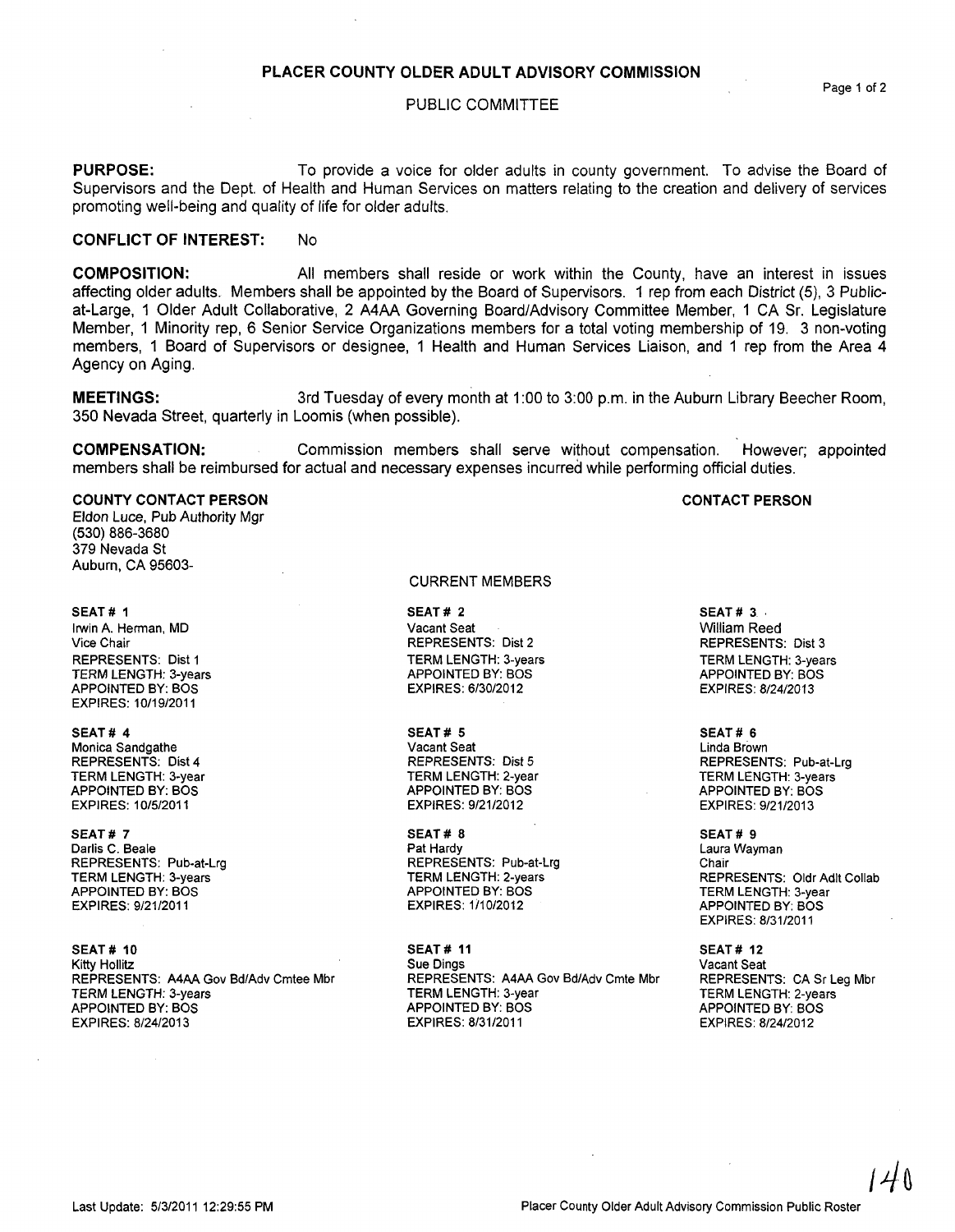# PLACER COUNTY OLDER ADULT ADVISORY COMMISSION

## PUBLIC COMMITTEE

**PURPOSE:** To provide a voice for older adults in county government. To advise the Board of Supervisors and the Dept. of Health and Human Services on matters relating to the creation and delivery of services promoting well-being and quality of life for older adults.

**CONFLICT OF INTEREST:** No

**COMPOSITION:** All members shall reside or work within the County, have an interest in issues affecting older adults. Members shall be appointed by the Board of Supervisors. 1 rep from each District (5), 3 Public-at-Large, 1 Older Adult Collaborative, 2 A4AA Governing Board/Advisory Committee Member, 1 CA Sr. Legislature Member, 1 Minority rep, 6 Senior Service Organizations members for a total voting membership of 19. 3 non-voting members, 1 Board of Supervisors or designee, 1 Health and Human Services Liaison, and 1 rep from the Area 4 Agency on Aging.

**MEETINGS:** 3rd Tuesday of every month at 1:00 to 3:00 p.m. in the Auburn Library Beecher Room, 350 Nevada Street, quarterly in Loomis (when possible).

**COMPENSATION:** Commission members shall serve without compensation. However; appointed members shall be reimbursed for actual and necessary expenses incurred while performing official duties.

**COUNTY CONTACT PERSON**
Eldon Luce, Pub Authority Mgr
(530) 886-3680
379 Nevada St
Auburn, CA 95603-

**CONTACT PERSON**

CURRENT MEMBERS

**SEAT # 1**
Irwin A. Herman, MD
Vice Chair
REPRESENTS: Dist 1
TERM LENGTH: 3-years
APPOINTED BY: BOS
EXPIRES: 10/19/2011

**SEAT # 2**
Vacant Seat
REPRESENTS: Dist 2
TERM LENGTH: 3-years
APPOINTED BY: BOS
EXPIRES: 6/30/2012

**SEAT # 3**
William Reed
REPRESENTS: Dist 3
TERM LENGTH: 3-years
APPOINTED BY: BOS
EXPIRES: 8/24/2013

**SEAT # 4**
Monica Sandgathe
REPRESENTS: Dist 4
TERM LENGTH: 3-year
APPOINTED BY: BOS
EXPIRES: 10/5/2011

**SEAT # 5**
Vacant Seat
REPRESENTS: Dist 5
TERM LENGTH: 2-year
APPOINTED BY: BOS
EXPIRES: 9/21/2012

**SEAT # 6**
Linda Brown
REPRESENTS: Pub-at-Lrg
TERM LENGTH: 3-years
APPOINTED BY: BOS
EXPIRES: 9/21/2013

**SEAT # 7**
Darlis C. Beale
REPRESENTS: Pub-at-Lrg
TERM LENGTH: 3-years
APPOINTED BY: BOS
EXPIRES: 9/21/2011

**SEAT # 8**
Pat Hardy
REPRESENTS: Pub-at-Lrg
TERM LENGTH: 2-years
APPOINTED BY: BOS
EXPIRES: 1/10/2012

**SEAT # 9**
Laura Wayman
Chair
REPRESENTS: Oldr Adlt Collab
TERM LENGTH: 3-year
APPOINTED BY: BOS
EXPIRES: 8/31/2011

**SEAT # 10**
Kitty Hollitz
REPRESENTS: A4AA Gov Bd/Adv Cmtee Mbr
TERM LENGTH: 3-years
APPOINTED BY: BOS
EXPIRES: 8/24/2013

**SEAT # 11**
Sue Dings
REPRESENTS: A4AA Gov Bd/Adv Cmte Mbr
TERM LENGTH: 3-year
APPOINTED BY: BOS
EXPIRES: 8/31/2011

**SEAT # 12**
Vacant Seat
REPRESENTS: CA Sr Leg Mbr
TERM LENGTH: 2-years
APPOINTED BY: BOS
EXPIRES: 8/24/2012

Last Update: 5/3/2011 12:29:55 PM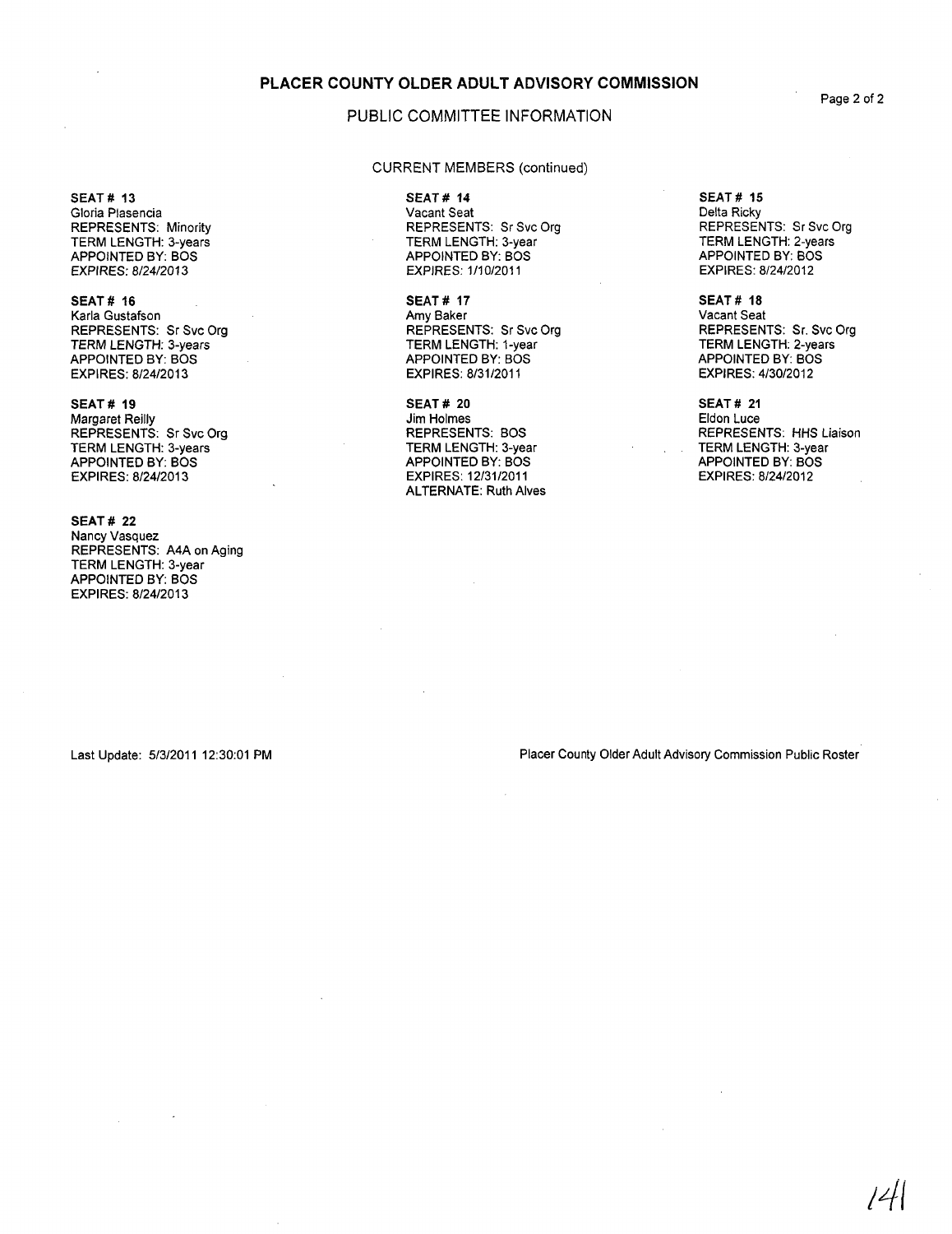# PLACER COUNTY OLDER ADULT ADVISORY COMMISSION

## PUBLIC COMMITTEE INFORMATION

### CURRENT MEMBERS (continued)

**SEAT # 13**
Gloria Plasencia
REPRESENTS: Minority
TERM LENGTH: 3-years
APPOINTED BY: BOS
EXPIRES: 8/24/2013

**SEAT # 14**
Vacant Seat
REPRESENTS: Sr Svc Org
TERM LENGTH: 3-year
APPOINTED BY: BOS
EXPIRES: 1/10/2011

**SEAT # 15**
Delta Ricky
REPRESENTS: Sr Svc Org
TERM LENGTH: 2-years
APPOINTED BY: BOS
EXPIRES: 8/24/2012

**SEAT # 16**
Karla Gustafson
REPRESENTS: Sr Svc Org
TERM LENGTH: 3-years
APPOINTED BY: BOS
EXPIRES: 8/24/2013

**SEAT # 17**
Amy Baker
REPRESENTS: Sr Svc Org
TERM LENGTH: 1-year
APPOINTED BY: BOS
EXPIRES: 8/31/2011

**SEAT # 18**
Vacant Seat
REPRESENTS: Sr. Svc Org
TERM LENGTH: 2-years
APPOINTED BY: BOS
EXPIRES: 4/30/2012

**SEAT # 19**
Margaret Reilly
REPRESENTS: Sr Svc Org
TERM LENGTH: 3-years
APPOINTED BY: BOS
EXPIRES: 8/24/2013

**SEAT # 20**
Jim Holmes
REPRESENTS: BOS
TERM LENGTH: 3-year
APPOINTED BY: BOS
EXPIRES: 12/31/2011
ALTERNATE: Ruth Alves

**SEAT # 21**
Eldon Luce
REPRESENTS: HHS Liaison
TERM LENGTH: 3-year
APPOINTED BY: BOS
EXPIRES: 8/24/2012

**SEAT # 22**
Nancy Vasquez
REPRESENTS: A4A on Aging
TERM LENGTH: 3-year
APPOINTED BY: BOS
EXPIRES: 8/24/2013

Last Update: 5/3/2011 12:30:01 PM

Placer County Older Adult Advisory Commission Public Roster